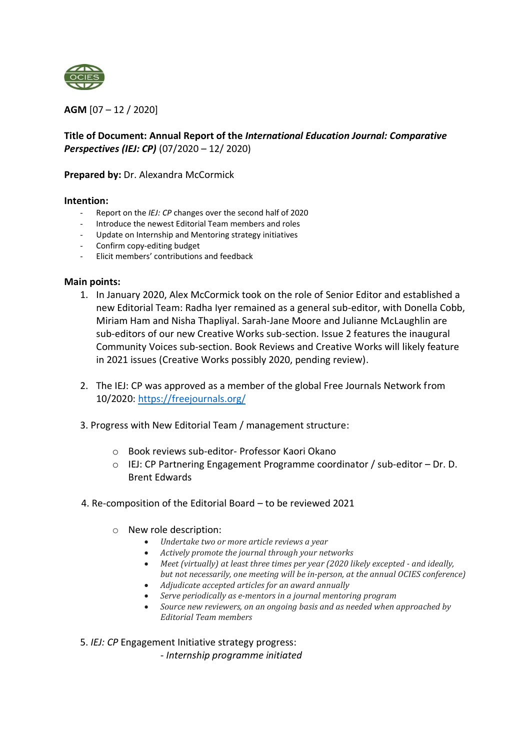**AGM** [07 – 12 / 2020]

**Title of Document: Annual Report of the *International Education Journal: Comparative Perspectives (IEJ: CP)*** (07/2020 – 12/ 2020)

**Prepared by:** Dr. Alexandra McCormick

**Intention:**

- Report on the *IEJ: CP* changes over the second half of 2020
- Introduce the newest Editorial Team members and roles
- Update on Internship and Mentoring strategy initiatives
- Confirm copy-editing budget
- Elicit members' contributions and feedback

**Main points:**

1. In January 2020, Alex McCormick took on the role of Senior Editor and established a new Editorial Team: Radha Iyer remained as a general sub-editor, with Donella Cobb, Miriam Ham and Nisha Thapliyal. Sarah-Jane Moore and Julianne McLaughlin are sub-editors of our new Creative Works sub-section. Issue 2 features the inaugural Community Voices sub-section. Book Reviews and Creative Works will likely feature in 2021 issues (Creative Works possibly 2020, pending review).

2. The IEJ: CP was approved as a member of the global Free Journals Network from 10/2020: [https://freejournals.org/](https://freejournals.org/)

3. Progress with New Editorial Team / management structure:

   - Book reviews sub-editor- Professor Kaori Okano
   - IEJ: CP Partnering Engagement Programme coordinator / sub-editor – Dr. D. Brent Edwards

4. Re-composition of the Editorial Board – to be reviewed 2021

   - New role description:
     - *Undertake two or more article reviews a year*
     - *Actively promote the journal through your networks*
     - *Meet (virtually) at least three times per year (2020 likely excepted - and ideally, but not necessarily, one meeting will be in-person, at the annual OCIES conference)*
     - *Adjudicate accepted articles for an award annually*
     - *Serve periodically as e-mentors in a journal mentoring program*
     - *Source new reviewers, on an ongoing basis and as needed when approached by Editorial Team members*

5. *IEJ: CP* Engagement Initiative strategy progress:

   *- Internship programme initiated*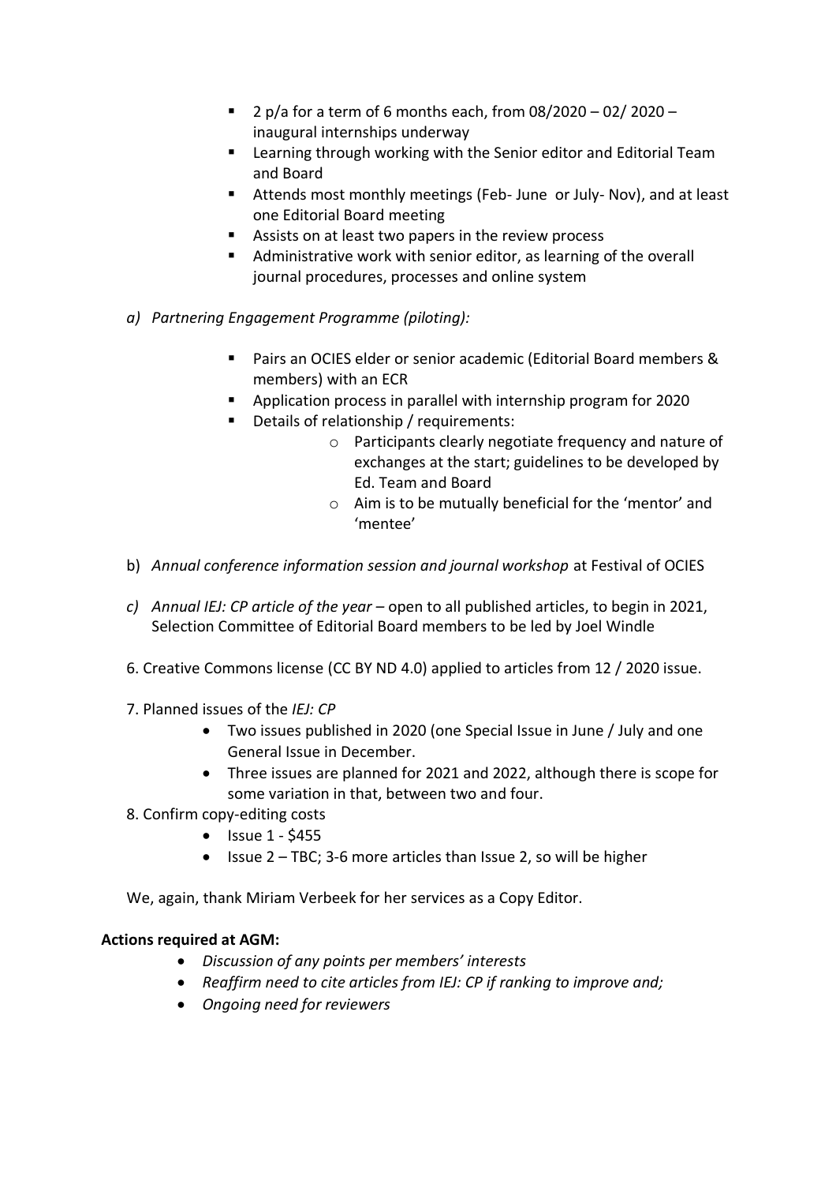- 2 p/a for a term of 6 months each, from 08/2020 – 02/ 2020 – inaugural internships underway
- Learning through working with the Senior editor and Editorial Team and Board
- Attends most monthly meetings (Feb- June or July- Nov), and at least one Editorial Board meeting
- Assists on at least two papers in the review process
- Administrative work with senior editor, as learning of the overall journal procedures, processes and online system

a) *Partnering Engagement Programme (piloting):*

- Pairs an OCIES elder or senior academic (Editorial Board members & members) with an ECR
- Application process in parallel with internship program for 2020
- Details of relationship / requirements:
  - Participants clearly negotiate frequency and nature of exchanges at the start; guidelines to be developed by Ed. Team and Board
  - Aim is to be mutually beneficial for the 'mentor' and 'mentee'

b) *Annual conference information session and journal workshop* at Festival of OCIES

c) *Annual IEJ: CP article of the year* – open to all published articles, to begin in 2021, Selection Committee of Editorial Board members to be led by Joel Windle

6. Creative Commons license (CC BY ND 4.0) applied to articles from 12 / 2020 issue.

7. Planned issues of the *IEJ: CP*
   - Two issues published in 2020 (one Special Issue in June / July and one General Issue in December.
   - Three issues are planned for 2021 and 2022, although there is scope for some variation in that, between two and four.

8. Confirm copy-editing costs
   - Issue 1 - $455
   - Issue 2 – TBC; 3-6 more articles than Issue 2, so will be higher

We, again, thank Miriam Verbeek for her services as a Copy Editor.

**Actions required at AGM:**

- *Discussion of any points per members' interests*
- *Reaffirm need to cite articles from IEJ: CP if ranking to improve and;*
- *Ongoing need for reviewers*